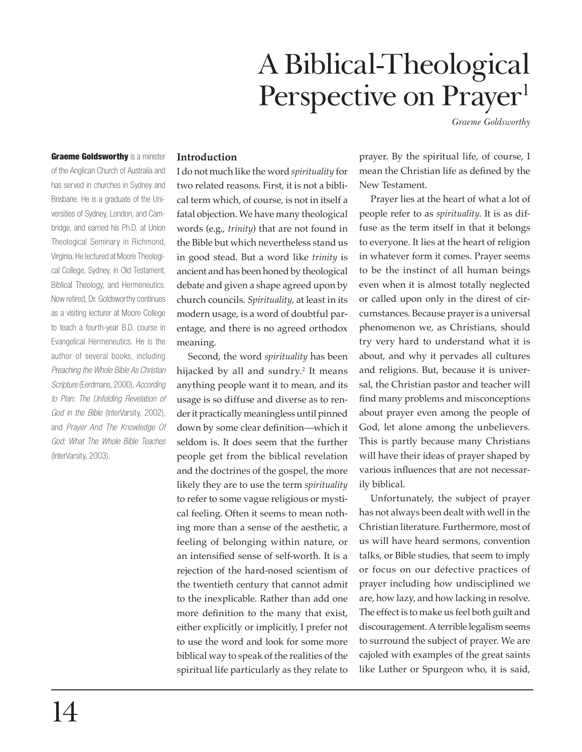# A Biblical-Theological Perspective on Prayer[1]

*Graeme Goldsworthy*

**Graeme Goldsworthy** is a minister of the Anglican Church of Australia and has served in churches in Sydney and Brisbane. He is a graduate of the Universities of Sydney, London, and Cambridge, and earned his Ph.D. at Union Theological Seminary in Richmond, Virginia. He lectured at Moore Theological College, Sydney, in Old Testament, Biblical Theology, and Hermeneutics. Now retired, Dr. Goldsworthy continues as a visiting lecturer at Moore College to teach a fourth-year B.D. course in Evangelical Hermeneutics. He is the author of several books, including *Preaching the Whole Bible As Christian Scripture* (Eerdmans, 2000), *According to Plan: The Unfolding Revelation of God in the Bible* (InterVarsity, 2002), and *Prayer And The Knowledge Of God: What The Whole Bible Teaches* (InterVarsity, 2003).

## Introduction

I do not much like the word *spirituality* for two related reasons. First, it is not a biblical term which, of course, is not in itself a fatal objection. We have many theological words (e.g., *trinity*) that are not found in the Bible but which nevertheless stand us in good stead. But a word like *trinity* is ancient and has been honed by theological debate and given a shape agreed upon by church councils. *Spirituality*, at least in its modern usage, is a word of doubtful parentage, and there is no agreed orthodox meaning.

Second, the word *spirituality* has been hijacked by all and sundry.[2] It means anything people want it to mean, and its usage is so diffuse and diverse as to render it practically meaningless until pinned down by some clear definition—which it seldom is. It does seem that the further people get from the biblical revelation and the doctrines of the gospel, the more likely they are to use the term *spirituality* to refer to some vague religious or mystical feeling. Often it seems to mean nothing more than a sense of the aesthetic, a feeling of belonging within nature, or an intensified sense of self-worth. It is a rejection of the hard-nosed scientism of the twentieth century that cannot admit to the inexplicable. Rather than add one more definition to the many that exist, either explicitly or implicitly, I prefer not to use the word and look for some more biblical way to speak of the realities of the spiritual life particularly as they relate to prayer. By the spiritual life, of course, I mean the Christian life as defined by the New Testament.

Prayer lies at the heart of what a lot of people refer to as *spirituality*. It is as diffuse as the term itself in that it belongs to everyone. It lies at the heart of religion in whatever form it comes. Prayer seems to be the instinct of all human beings even when it is almost totally neglected or called upon only in the direst of circumstances. Because prayer is a universal phenomenon we, as Christians, should try very hard to understand what it is about, and why it pervades all cultures and religions. But, because it is universal, the Christian pastor and teacher will find many problems and misconceptions about prayer even among the people of God, let alone among the unbelievers. This is partly because many Christians will have their ideas of prayer shaped by various influences that are not necessarily biblical.

Unfortunately, the subject of prayer has not always been dealt with well in the Christian literature. Furthermore, most of us will have heard sermons, convention talks, or Bible studies, that seem to imply or focus on our defective practices of prayer including how undisciplined we are, how lazy, and how lacking in resolve. The effect is to make us feel both guilt and discouragement. A terrible legalism seems to surround the subject of prayer. We are cajoled with examples of the great saints like Luther or Spurgeon who, it is said,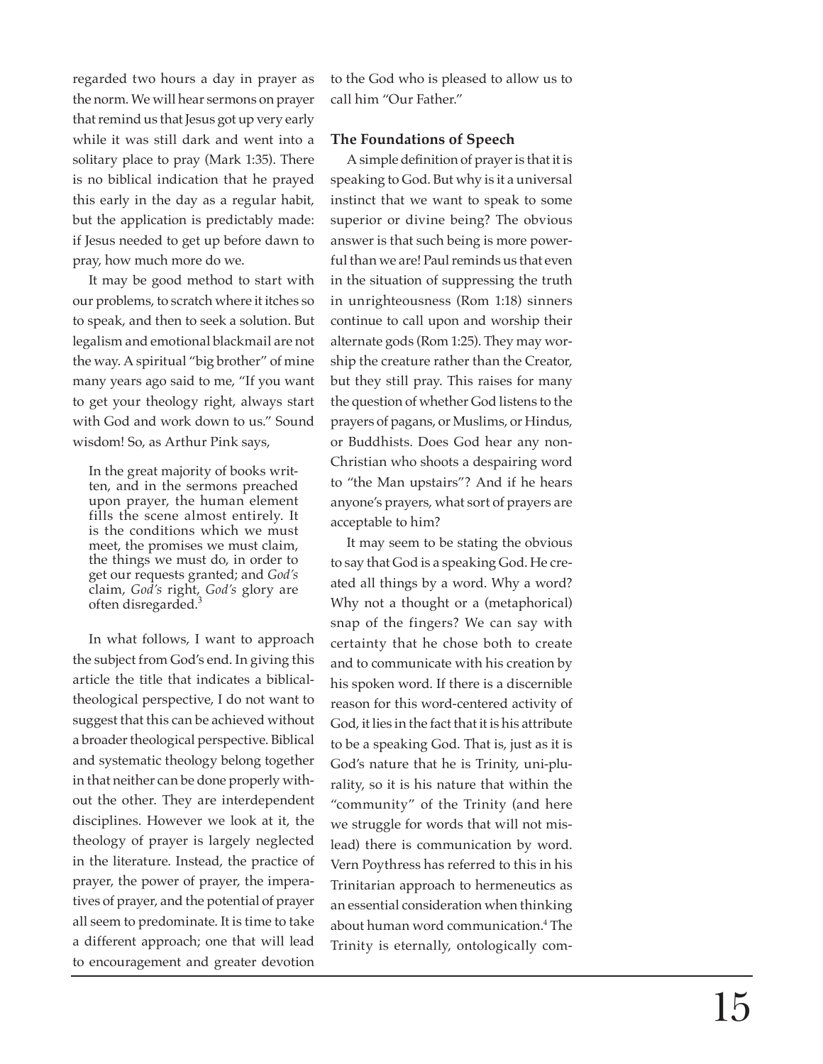regarded two hours a day in prayer as the norm. We will hear sermons on prayer that remind us that Jesus got up very early while it was still dark and went into a solitary place to pray (Mark 1:35). There is no biblical indication that he prayed this early in the day as a regular habit, but the application is predictably made: if Jesus needed to get up before dawn to pray, how much more do we.

It may be good method to start with our problems, to scratch where it itches so to speak, and then to seek a solution. But legalism and emotional blackmail are not the way. A spiritual "big brother" of mine many years ago said to me, "If you want to get your theology right, always start with God and work down to us." Sound wisdom! So, as Arthur Pink says,

> In the great majority of books written, and in the sermons preached upon prayer, the human element fills the scene almost entirely. It is the conditions which we must meet, the promises we must claim, the things we must do, in order to get our requests granted; and *God's* claim, *God's* right, *God's* glory are often disregarded.[3]

In what follows, I want to approach the subject from God's end. In giving this article the title that indicates a biblical-theological perspective, I do not want to suggest that this can be achieved without a broader theological perspective. Biblical and systematic theology belong together in that neither can be done properly without the other. They are interdependent disciplines. However we look at it, the theology of prayer is largely neglected in the literature. Instead, the practice of prayer, the power of prayer, the imperatives of prayer, and the potential of prayer all seem to predominate. It is time to take a different approach; one that will lead to encouragement and greater devotion to the God who is pleased to allow us to call him "Our Father."

### The Foundations of Speech

A simple definition of prayer is that it is speaking to God. But why is it a universal instinct that we want to speak to some superior or divine being? The obvious answer is that such being is more powerful than we are! Paul reminds us that even in the situation of suppressing the truth in unrighteousness (Rom 1:18) sinners continue to call upon and worship their alternate gods (Rom 1:25). They may worship the creature rather than the Creator, but they still pray. This raises for many the question of whether God listens to the prayers of pagans, or Muslims, or Hindus, or Buddhists. Does God hear any non-Christian who shoots a despairing word to "the Man upstairs"? And if he hears anyone's prayers, what sort of prayers are acceptable to him?

It may seem to be stating the obvious to say that God is a speaking God. He created all things by a word. Why a word? Why not a thought or a (metaphorical) snap of the fingers? We can say with certainty that he chose both to create and to communicate with his creation by his spoken word. If there is a discernible reason for this word-centered activity of God, it lies in the fact that it is his attribute to be a speaking God. That is, just as it is God's nature that he is Trinity, uni-plurality, so it is his nature that within the "community" of the Trinity (and here we struggle for words that will not mislead) there is communication by word. Vern Poythress has referred to this in his Trinitarian approach to hermeneutics as an essential consideration when thinking about human word communication.[4] The Trinity is eternally, ontologically com-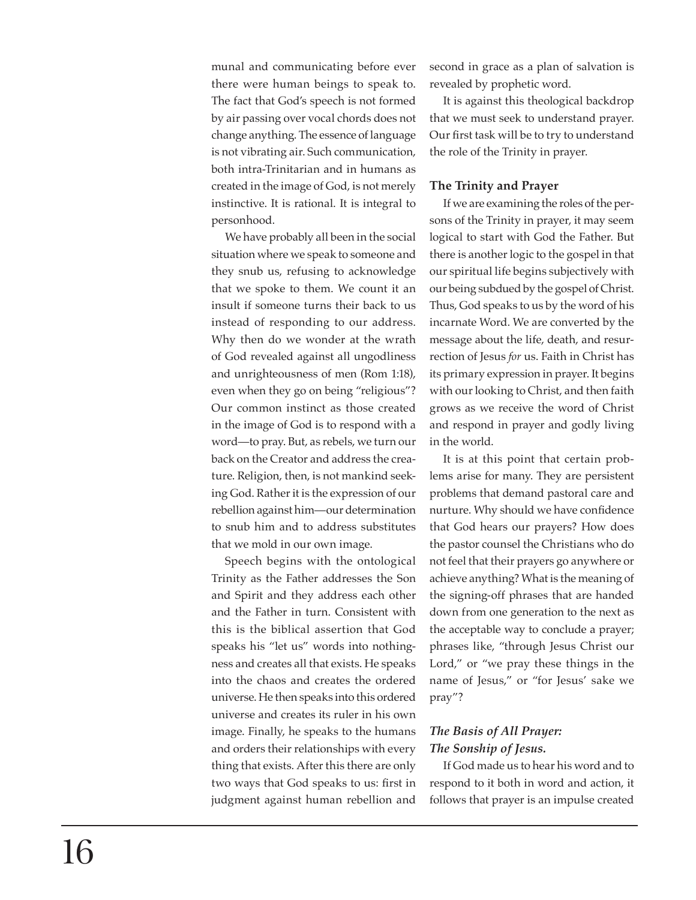munal and communicating before ever there were human beings to speak to. The fact that God's speech is not formed by air passing over vocal chords does not change anything. The essence of language is not vibrating air. Such communication, both intra-Trinitarian and in humans as created in the image of God, is not merely instinctive. It is rational. It is integral to personhood.

We have probably all been in the social situation where we speak to someone and they snub us, refusing to acknowledge that we spoke to them. We count it an insult if someone turns their back to us instead of responding to our address. Why then do we wonder at the wrath of God revealed against all ungodliness and unrighteousness of men (Rom 1:18), even when they go on being "religious"? Our common instinct as those created in the image of God is to respond with a word—to pray. But, as rebels, we turn our back on the Creator and address the creature. Religion, then, is not mankind seeking God. Rather it is the expression of our rebellion against him—our determination to snub him and to address substitutes that we mold in our own image.

Speech begins with the ontological Trinity as the Father addresses the Son and Spirit and they address each other and the Father in turn. Consistent with this is the biblical assertion that God speaks his "let us" words into nothingness and creates all that exists. He speaks into the chaos and creates the ordered universe. He then speaks into this ordered universe and creates its ruler in his own image. Finally, he speaks to the humans and orders their relationships with every thing that exists. After this there are only two ways that God speaks to us: first in judgment against human rebellion and second in grace as a plan of salvation is revealed by prophetic word.

It is against this theological backdrop that we must seek to understand prayer. Our first task will be to try to understand the role of the Trinity in prayer.

### The Trinity and Prayer

If we are examining the roles of the persons of the Trinity in prayer, it may seem logical to start with God the Father. But there is another logic to the gospel in that our spiritual life begins subjectively with our being subdued by the gospel of Christ. Thus, God speaks to us by the word of his incarnate Word. We are converted by the message about the life, death, and resurrection of Jesus *for* us. Faith in Christ has its primary expression in prayer. It begins with our looking to Christ, and then faith grows as we receive the word of Christ and respond in prayer and godly living in the world.

It is at this point that certain problems arise for many. They are persistent problems that demand pastoral care and nurture. Why should we have confidence that God hears our prayers? How does the pastor counsel the Christians who do not feel that their prayers go anywhere or achieve anything? What is the meaning of the signing-off phrases that are handed down from one generation to the next as the acceptable way to conclude a prayer; phrases like, "through Jesus Christ our Lord," or "we pray these things in the name of Jesus," or "for Jesus' sake we pray"?

#### *The Basis of All Prayer: The Sonship of Jesus.*

If God made us to hear his word and to respond to it both in word and action, it follows that prayer is an impulse created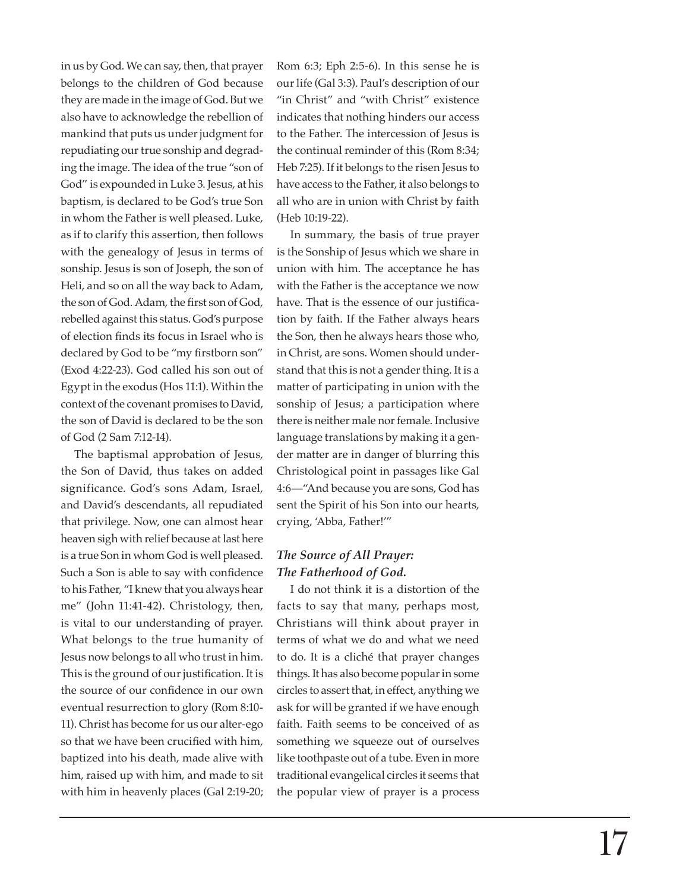in us by God. We can say, then, that prayer belongs to the children of God because they are made in the image of God. But we also have to acknowledge the rebellion of mankind that puts us under judgment for repudiating our true sonship and degrading the image. The idea of the true "son of God" is expounded in Luke 3. Jesus, at his baptism, is declared to be God's true Son in whom the Father is well pleased. Luke, as if to clarify this assertion, then follows with the genealogy of Jesus in terms of sonship. Jesus is son of Joseph, the son of Heli, and so on all the way back to Adam, the son of God. Adam, the first son of God, rebelled against this status. God's purpose of election finds its focus in Israel who is declared by God to be "my firstborn son" (Exod 4:22-23). God called his son out of Egypt in the exodus (Hos 11:1). Within the context of the covenant promises to David, the son of David is declared to be the son of God (2 Sam 7:12-14).

The baptismal approbation of Jesus, the Son of David, thus takes on added significance. God's sons Adam, Israel, and David's descendants, all repudiated that privilege. Now, one can almost hear heaven sigh with relief because at last here is a true Son in whom God is well pleased. Such a Son is able to say with confidence to his Father, "I knew that you always hear me" (John 11:41-42). Christology, then, is vital to our understanding of prayer. What belongs to the true humanity of Jesus now belongs to all who trust in him. This is the ground of our justification. It is the source of our confidence in our own eventual resurrection to glory (Rom 8:10-11). Christ has become for us our alter-ego so that we have been crucified with him, baptized into his death, made alive with him, raised up with him, and made to sit with him in heavenly places (Gal 2:19-20; Rom 6:3; Eph 2:5-6). In this sense he is our life (Gal 3:3). Paul's description of our "in Christ" and "with Christ" existence indicates that nothing hinders our access to the Father. The intercession of Jesus is the continual reminder of this (Rom 8:34; Heb 7:25). If it belongs to the risen Jesus to have access to the Father, it also belongs to all who are in union with Christ by faith (Heb 10:19-22).

In summary, the basis of true prayer is the Sonship of Jesus which we share in union with him. The acceptance he has with the Father is the acceptance we now have. That is the essence of our justification by faith. If the Father always hears the Son, then he always hears those who, in Christ, are sons. Women should understand that this is not a gender thing. It is a matter of participating in union with the sonship of Jesus; a participation where there is neither male nor female. Inclusive language translations by making it a gender matter are in danger of blurring this Christological point in passages like Gal 4:6—"And because you are sons, God has sent the Spirit of his Son into our hearts, crying, 'Abba, Father!'"

### *The Source of All Prayer: The Fatherhood of God.*

I do not think it is a distortion of the facts to say that many, perhaps most, Christians will think about prayer in terms of what we do and what we need to do. It is a cliché that prayer changes things. It has also become popular in some circles to assert that, in effect, anything we ask for will be granted if we have enough faith. Faith seems to be conceived of as something we squeeze out of ourselves like toothpaste out of a tube. Even in more traditional evangelical circles it seems that the popular view of prayer is a process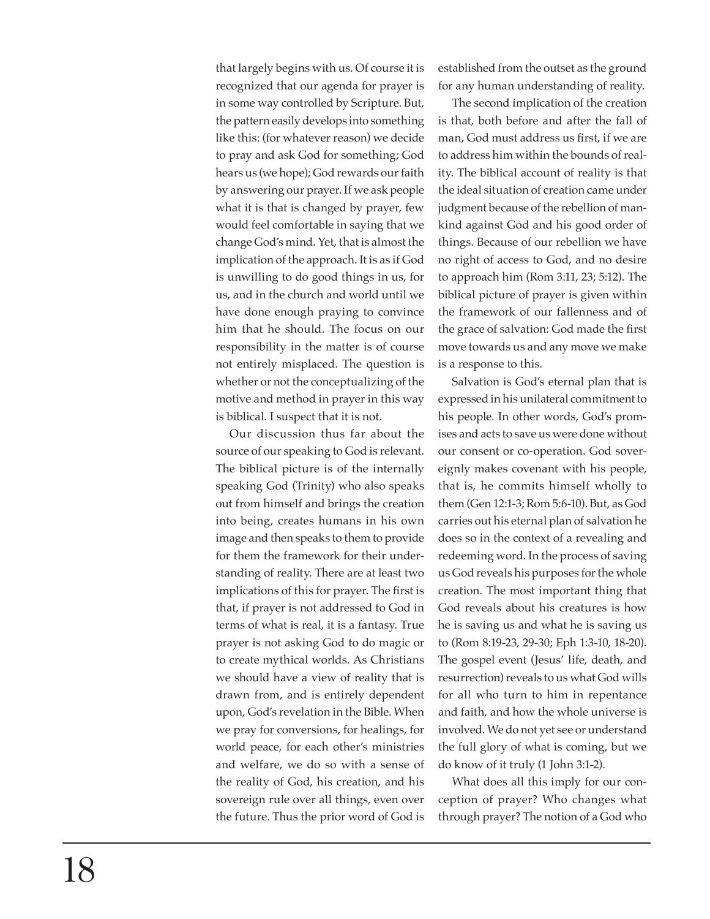that largely begins with us. Of course it is recognized that our agenda for prayer is in some way controlled by Scripture. But, the pattern easily develops into something like this: (for whatever reason) we decide to pray and ask God for something; God hears us (we hope); God rewards our faith by answering our prayer. If we ask people what it is that is changed by prayer, few would feel comfortable in saying that we change God's mind. Yet, that is almost the implication of the approach. It is as if God is unwilling to do good things in us, for us, and in the church and world until we have done enough praying to convince him that he should. The focus on our responsibility in the matter is of course not entirely misplaced. The question is whether or not the conceptualizing of the motive and method in prayer in this way is biblical. I suspect that it is not.

Our discussion thus far about the source of our speaking to God is relevant. The biblical picture is of the internally speaking God (Trinity) who also speaks out from himself and brings the creation into being, creates humans in his own image and then speaks to them to provide for them the framework for their understanding of reality. There are at least two implications of this for prayer. The first is that, if prayer is not addressed to God in terms of what is real, it is a fantasy. True prayer is not asking God to do magic or to create mythical worlds. As Christians we should have a view of reality that is drawn from, and is entirely dependent upon, God's revelation in the Bible. When we pray for conversions, for healings, for world peace, for each other's ministries and welfare, we do so with a sense of the reality of God, his creation, and his sovereign rule over all things, even over the future. Thus the prior word of God is established from the outset as the ground for any human understanding of reality.

The second implication of the creation is that, both before and after the fall of man, God must address us first, if we are to address him within the bounds of reality. The biblical account of reality is that the ideal situation of creation came under judgment because of the rebellion of mankind against God and his good order of things. Because of our rebellion we have no right of access to God, and no desire to approach him (Rom 3:11, 23; 5:12). The biblical picture of prayer is given within the framework of our fallenness and of the grace of salvation: God made the first move towards us and any move we make is a response to this.

Salvation is God's eternal plan that is expressed in his unilateral commitment to his people. In other words, God's promises and acts to save us were done without our consent or co-operation. God sovereignly makes covenant with his people, that is, he commits himself wholly to them (Gen 12:1-3; Rom 5:6-10). But, as God carries out his eternal plan of salvation he does so in the context of a revealing and redeeming word. In the process of saving us God reveals his purposes for the whole creation. The most important thing that God reveals about his creatures is how he is saving us and what he is saving us to (Rom 8:19-23, 29-30; Eph 1:3-10, 18-20). The gospel event (Jesus' life, death, and resurrection) reveals to us what God wills for all who turn to him in repentance and faith, and how the whole universe is involved. We do not yet see or understand the full glory of what is coming, but we do know of it truly (1 John 3:1-2).

What does all this imply for our conception of prayer? Who changes what through prayer? The notion of a God who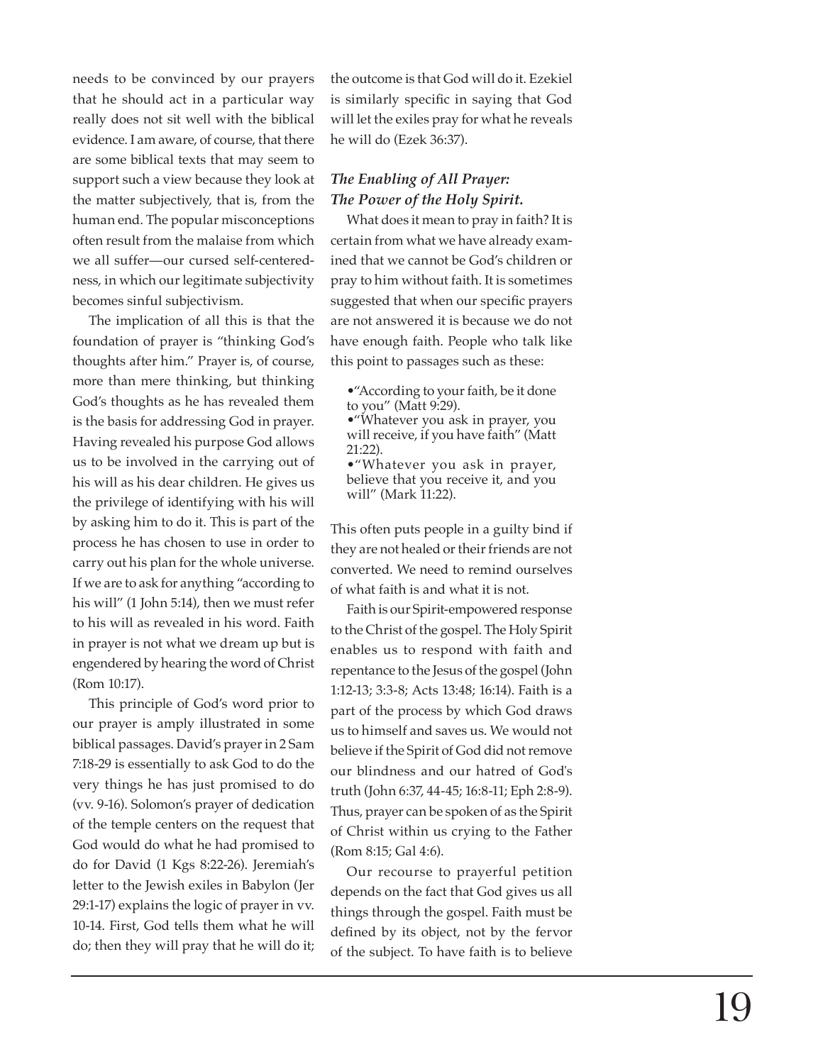needs to be convinced by our prayers that he should act in a particular way really does not sit well with the biblical evidence. I am aware, of course, that there are some biblical texts that may seem to support such a view because they look at the matter subjectively, that is, from the human end. The popular misconceptions often result from the malaise from which we all suffer—our cursed self-centeredness, in which our legitimate subjectivity becomes sinful subjectivism.

The implication of all this is that the foundation of prayer is "thinking God's thoughts after him." Prayer is, of course, more than mere thinking, but thinking God's thoughts as he has revealed them is the basis for addressing God in prayer. Having revealed his purpose God allows us to be involved in the carrying out of his will as his dear children. He gives us the privilege of identifying with his will by asking him to do it. This is part of the process he has chosen to use in order to carry out his plan for the whole universe. If we are to ask for anything "according to his will" (1 John 5:14), then we must refer to his will as revealed in his word. Faith in prayer is not what we dream up but is engendered by hearing the word of Christ (Rom 10:17).

This principle of God's word prior to our prayer is amply illustrated in some biblical passages. David's prayer in 2 Sam 7:18-29 is essentially to ask God to do the very things he has just promised to do (vv. 9-16). Solomon's prayer of dedication of the temple centers on the request that God would do what he had promised to do for David (1 Kgs 8:22-26). Jeremiah's letter to the Jewish exiles in Babylon (Jer 29:1-17) explains the logic of prayer in vv. 10-14. First, God tells them what he will do; then they will pray that he will do it; the outcome is that God will do it. Ezekiel is similarly specific in saying that God will let the exiles pray for what he reveals he will do (Ezek 36:37).

### *The Enabling of All Prayer: The Power of the Holy Spirit.*

What does it mean to pray in faith? It is certain from what we have already examined that we cannot be God's children or pray to him without faith. It is sometimes suggested that when our specific prayers are not answered it is because we do not have enough faith. People who talk like this point to passages such as these:

- "According to your faith, be it done to you" (Matt 9:29).
- "Whatever you ask in prayer, you will receive, if you have faith" (Matt 21:22).
- "Whatever you ask in prayer, believe that you receive it, and you will" (Mark 11:22).

This often puts people in a guilty bind if they are not healed or their friends are not converted. We need to remind ourselves of what faith is and what it is not.

Faith is our Spirit-empowered response to the Christ of the gospel. The Holy Spirit enables us to respond with faith and repentance to the Jesus of the gospel (John 1:12-13; 3:3-8; Acts 13:48; 16:14). Faith is a part of the process by which God draws us to himself and saves us. We would not believe if the Spirit of God did not remove our blindness and our hatred of God's truth (John 6:37, 44-45; 16:8-11; Eph 2:8-9). Thus, prayer can be spoken of as the Spirit of Christ within us crying to the Father (Rom 8:15; Gal 4:6).

Our recourse to prayerful petition depends on the fact that God gives us all things through the gospel. Faith must be defined by its object, not by the fervor of the subject. To have faith is to believe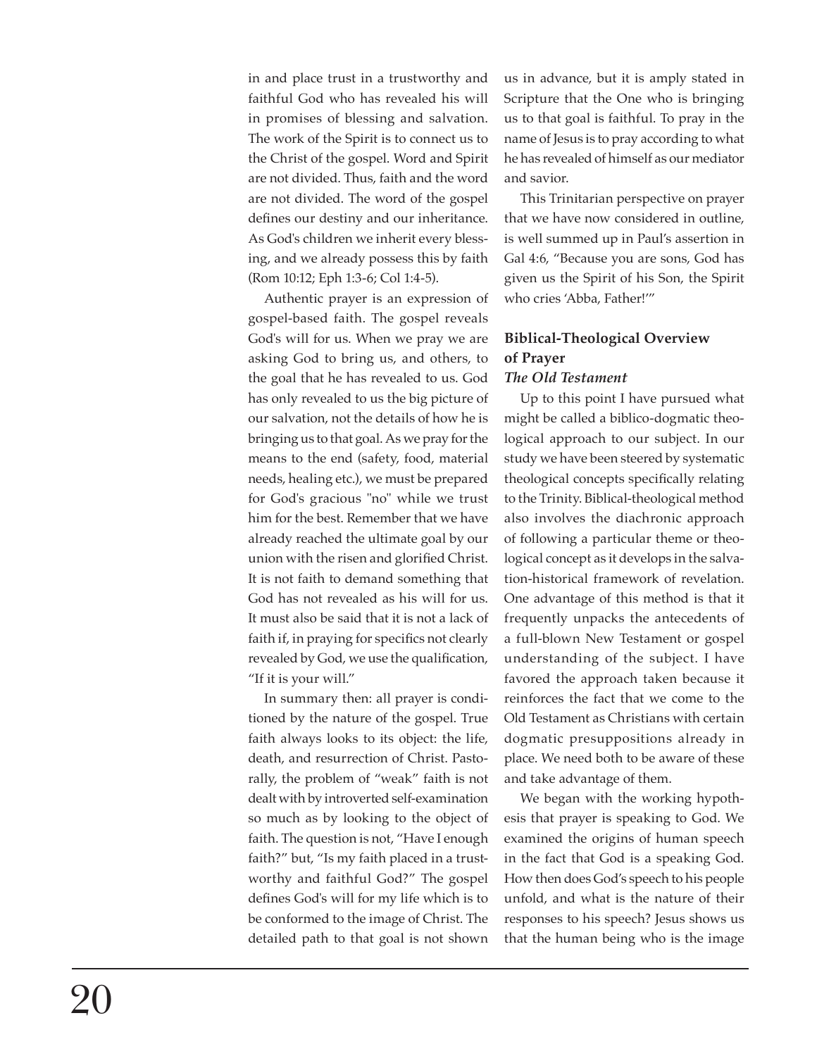in and place trust in a trustworthy and faithful God who has revealed his will in promises of blessing and salvation. The work of the Spirit is to connect us to the Christ of the gospel. Word and Spirit are not divided. Thus, faith and the word are not divided. The word of the gospel defines our destiny and our inheritance. As God's children we inherit every blessing, and we already possess this by faith (Rom 10:12; Eph 1:3-6; Col 1:4-5).

Authentic prayer is an expression of gospel-based faith. The gospel reveals God's will for us. When we pray we are asking God to bring us, and others, to the goal that he has revealed to us. God has only revealed to us the big picture of our salvation, not the details of how he is bringing us to that goal. As we pray for the means to the end (safety, food, material needs, healing etc.), we must be prepared for God's gracious "no" while we trust him for the best. Remember that we have already reached the ultimate goal by our union with the risen and glorified Christ. It is not faith to demand something that God has not revealed as his will for us. It must also be said that it is not a lack of faith if, in praying for specifics not clearly revealed by God, we use the qualification, "If it is your will."

In summary then: all prayer is conditioned by the nature of the gospel. True faith always looks to its object: the life, death, and resurrection of Christ. Pastorally, the problem of "weak" faith is not dealt with by introverted self-examination so much as by looking to the object of faith. The question is not, "Have I enough faith?" but, "Is my faith placed in a trustworthy and faithful God?" The gospel defines God's will for my life which is to be conformed to the image of Christ. The detailed path to that goal is not shown us in advance, but it is amply stated in Scripture that the One who is bringing us to that goal is faithful. To pray in the name of Jesus is to pray according to what he has revealed of himself as our mediator and savior.

This Trinitarian perspective on prayer that we have now considered in outline, is well summed up in Paul's assertion in Gal 4:6, "Because you are sons, God has given us the Spirit of his Son, the Spirit who cries 'Abba, Father!'"

## Biblical-Theological Overview of Prayer

### *The Old Testament*

Up to this point I have pursued what might be called a biblico-dogmatic theological approach to our subject. In our study we have been steered by systematic theological concepts specifically relating to the Trinity. Biblical-theological method also involves the diachronic approach of following a particular theme or theological concept as it develops in the salvation-historical framework of revelation. One advantage of this method is that it frequently unpacks the antecedents of a full-blown New Testament or gospel understanding of the subject. I have favored the approach taken because it reinforces the fact that we come to the Old Testament as Christians with certain dogmatic presuppositions already in place. We need both to be aware of these and take advantage of them.

We began with the working hypothesis that prayer is speaking to God. We examined the origins of human speech in the fact that God is a speaking God. How then does God's speech to his people unfold, and what is the nature of their responses to his speech? Jesus shows us that the human being who is the image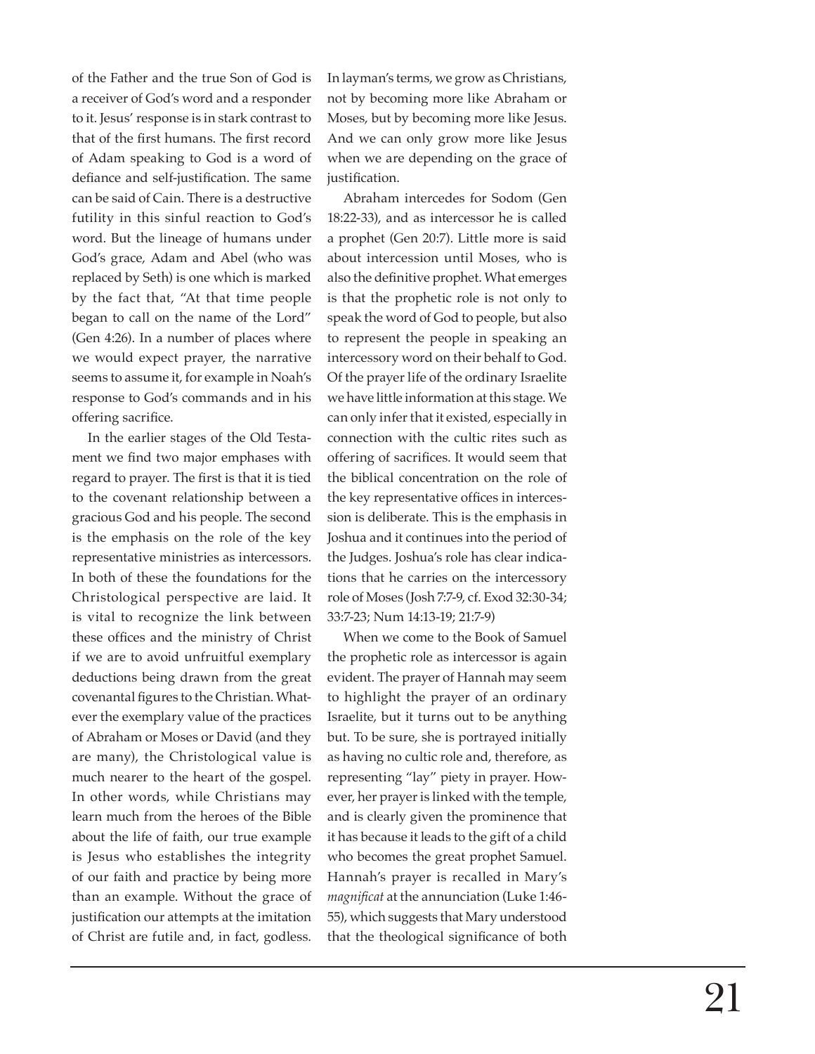of the Father and the true Son of God is a receiver of God's word and a responder to it. Jesus' response is in stark contrast to that of the first humans. The first record of Adam speaking to God is a word of defiance and self-justification. The same can be said of Cain. There is a destructive futility in this sinful reaction to God's word. But the lineage of humans under God's grace, Adam and Abel (who was replaced by Seth) is one which is marked by the fact that, "At that time people began to call on the name of the Lord" (Gen 4:26). In a number of places where we would expect prayer, the narrative seems to assume it, for example in Noah's response to God's commands and in his offering sacrifice.

In the earlier stages of the Old Testament we find two major emphases with regard to prayer. The first is that it is tied to the covenant relationship between a gracious God and his people. The second is the emphasis on the role of the key representative ministries as intercessors. In both of these the foundations for the Christological perspective are laid. It is vital to recognize the link between these offices and the ministry of Christ if we are to avoid unfruitful exemplary deductions being drawn from the great covenantal figures to the Christian. Whatever the exemplary value of the practices of Abraham or Moses or David (and they are many), the Christological value is much nearer to the heart of the gospel. In other words, while Christians may learn much from the heroes of the Bible about the life of faith, our true example is Jesus who establishes the integrity of our faith and practice by being more than an example. Without the grace of justification our attempts at the imitation of Christ are futile and, in fact, godless. In layman's terms, we grow as Christians, not by becoming more like Abraham or Moses, but by becoming more like Jesus. And we can only grow more like Jesus when we are depending on the grace of justification.

Abraham intercedes for Sodom (Gen 18:22-33), and as intercessor he is called a prophet (Gen 20:7). Little more is said about intercession until Moses, who is also the definitive prophet. What emerges is that the prophetic role is not only to speak the word of God to people, but also to represent the people in speaking an intercessory word on their behalf to God. Of the prayer life of the ordinary Israelite we have little information at this stage. We can only infer that it existed, especially in connection with the cultic rites such as offering of sacrifices. It would seem that the biblical concentration on the role of the key representative offices in intercession is deliberate. This is the emphasis in Joshua and it continues into the period of the Judges. Joshua's role has clear indications that he carries on the intercessory role of Moses (Josh 7:7-9, cf. Exod 32:30-34; 33:7-23; Num 14:13-19; 21:7-9)

When we come to the Book of Samuel the prophetic role as intercessor is again evident. The prayer of Hannah may seem to highlight the prayer of an ordinary Israelite, but it turns out to be anything but. To be sure, she is portrayed initially as having no cultic role and, therefore, as representing "lay" piety in prayer. However, her prayer is linked with the temple, and is clearly given the prominence that it has because it leads to the gift of a child who becomes the great prophet Samuel. Hannah's prayer is recalled in Mary's *magnificat* at the annunciation (Luke 1:46-55), which suggests that Mary understood that the theological significance of both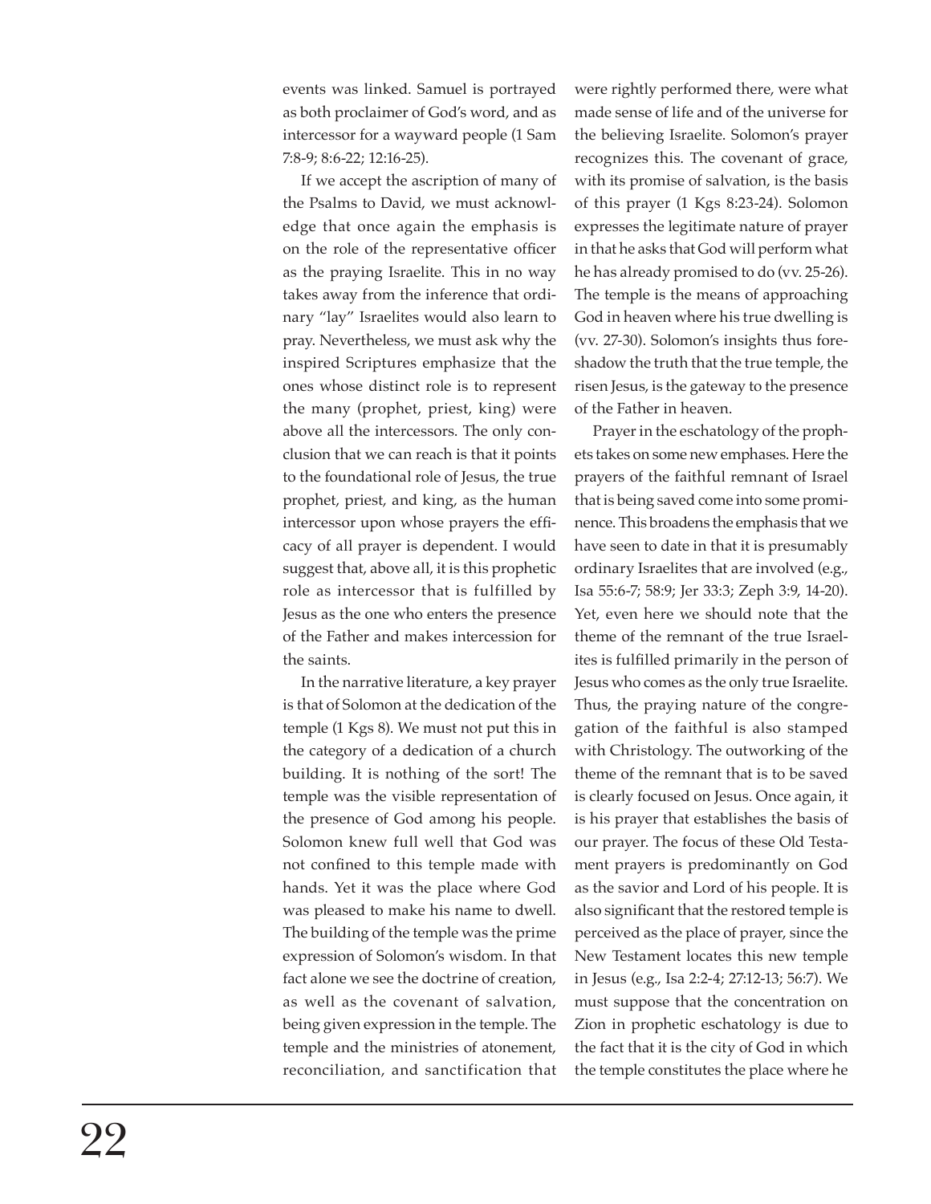events was linked. Samuel is portrayed as both proclaimer of God's word, and as intercessor for a wayward people (1 Sam 7:8-9; 8:6-22; 12:16-25).

If we accept the ascription of many of the Psalms to David, we must acknowledge that once again the emphasis is on the role of the representative officer as the praying Israelite. This in no way takes away from the inference that ordinary "lay" Israelites would also learn to pray. Nevertheless, we must ask why the inspired Scriptures emphasize that the ones whose distinct role is to represent the many (prophet, priest, king) were above all the intercessors. The only conclusion that we can reach is that it points to the foundational role of Jesus, the true prophet, priest, and king, as the human intercessor upon whose prayers the efficacy of all prayer is dependent. I would suggest that, above all, it is this prophetic role as intercessor that is fulfilled by Jesus as the one who enters the presence of the Father and makes intercession for the saints.

In the narrative literature, a key prayer is that of Solomon at the dedication of the temple (1 Kgs 8). We must not put this in the category of a dedication of a church building. It is nothing of the sort! The temple was the visible representation of the presence of God among his people. Solomon knew full well that God was not confined to this temple made with hands. Yet it was the place where God was pleased to make his name to dwell. The building of the temple was the prime expression of Solomon's wisdom. In that fact alone we see the doctrine of creation, as well as the covenant of salvation, being given expression in the temple. The temple and the ministries of atonement, reconciliation, and sanctification that were rightly performed there, were what made sense of life and of the universe for the believing Israelite. Solomon's prayer recognizes this. The covenant of grace, with its promise of salvation, is the basis of this prayer (1 Kgs 8:23-24). Solomon expresses the legitimate nature of prayer in that he asks that God will perform what he has already promised to do (vv. 25-26). The temple is the means of approaching God in heaven where his true dwelling is (vv. 27-30). Solomon's insights thus foreshadow the truth that the true temple, the risen Jesus, is the gateway to the presence of the Father in heaven.

Prayer in the eschatology of the prophets takes on some new emphases. Here the prayers of the faithful remnant of Israel that is being saved come into some prominence. This broadens the emphasis that we have seen to date in that it is presumably ordinary Israelites that are involved (e.g., Isa 55:6-7; 58:9; Jer 33:3; Zeph 3:9, 14-20). Yet, even here we should note that the theme of the remnant of the true Israelites is fulfilled primarily in the person of Jesus who comes as the only true Israelite. Thus, the praying nature of the congregation of the faithful is also stamped with Christology. The outworking of the theme of the remnant that is to be saved is clearly focused on Jesus. Once again, it is his prayer that establishes the basis of our prayer. The focus of these Old Testament prayers is predominantly on God as the savior and Lord of his people. It is also significant that the restored temple is perceived as the place of prayer, since the New Testament locates this new temple in Jesus (e.g., Isa 2:2-4; 27:12-13; 56:7). We must suppose that the concentration on Zion in prophetic eschatology is due to the fact that it is the city of God in which the temple constitutes the place where he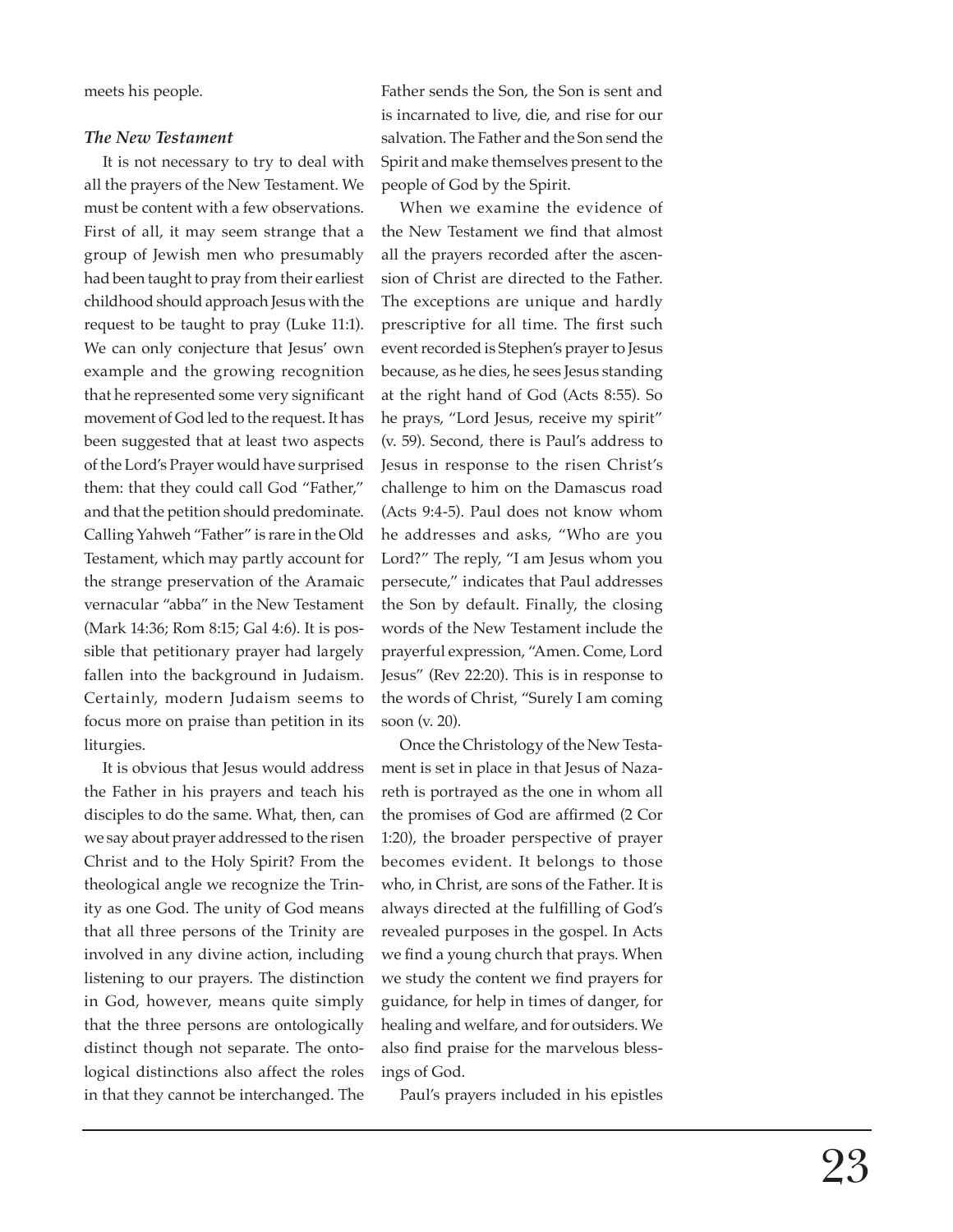meets his people.

### *The New Testament*

It is not necessary to try to deal with all the prayers of the New Testament. We must be content with a few observations. First of all, it may seem strange that a group of Jewish men who presumably had been taught to pray from their earliest childhood should approach Jesus with the request to be taught to pray (Luke 11:1). We can only conjecture that Jesus' own example and the growing recognition that he represented some very significant movement of God led to the request. It has been suggested that at least two aspects of the Lord's Prayer would have surprised them: that they could call God "Father," and that the petition should predominate. Calling Yahweh "Father" is rare in the Old Testament, which may partly account for the strange preservation of the Aramaic vernacular "abba" in the New Testament (Mark 14:36; Rom 8:15; Gal 4:6). It is possible that petitionary prayer had largely fallen into the background in Judaism. Certainly, modern Judaism seems to focus more on praise than petition in its liturgies.

It is obvious that Jesus would address the Father in his prayers and teach his disciples to do the same. What, then, can we say about prayer addressed to the risen Christ and to the Holy Spirit? From the theological angle we recognize the Trinity as one God. The unity of God means that all three persons of the Trinity are involved in any divine action, including listening to our prayers. The distinction in God, however, means quite simply that the three persons are ontologically distinct though not separate. The ontological distinctions also affect the roles in that they cannot be interchanged. The Father sends the Son, the Son is sent and is incarnated to live, die, and rise for our salvation. The Father and the Son send the Spirit and make themselves present to the people of God by the Spirit.

When we examine the evidence of the New Testament we find that almost all the prayers recorded after the ascension of Christ are directed to the Father. The exceptions are unique and hardly prescriptive for all time. The first such event recorded is Stephen's prayer to Jesus because, as he dies, he sees Jesus standing at the right hand of God (Acts 8:55). So he prays, "Lord Jesus, receive my spirit" (v. 59). Second, there is Paul's address to Jesus in response to the risen Christ's challenge to him on the Damascus road (Acts 9:4-5). Paul does not know whom he addresses and asks, "Who are you Lord?" The reply, "I am Jesus whom you persecute," indicates that Paul addresses the Son by default. Finally, the closing words of the New Testament include the prayerful expression, "Amen. Come, Lord Jesus" (Rev 22:20). This is in response to the words of Christ, "Surely I am coming soon (v. 20).

Once the Christology of the New Testament is set in place in that Jesus of Nazareth is portrayed as the one in whom all the promises of God are affirmed (2 Cor 1:20), the broader perspective of prayer becomes evident. It belongs to those who, in Christ, are sons of the Father. It is always directed at the fulfilling of God's revealed purposes in the gospel. In Acts we find a young church that prays. When we study the content we find prayers for guidance, for help in times of danger, for healing and welfare, and for outsiders. We also find praise for the marvelous blessings of God.

Paul's prayers included in his epistles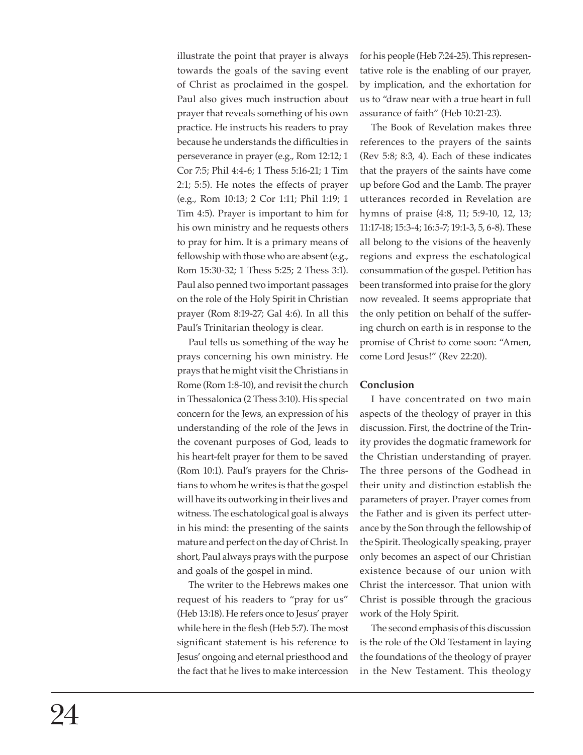illustrate the point that prayer is always towards the goals of the saving event of Christ as proclaimed in the gospel. Paul also gives much instruction about prayer that reveals something of his own practice. He instructs his readers to pray because he understands the difficulties in perseverance in prayer (e.g., Rom 12:12; 1 Cor 7:5; Phil 4:4-6; 1 Thess 5:16-21; 1 Tim 2:1; 5:5). He notes the effects of prayer (e.g., Rom 10:13; 2 Cor 1:11; Phil 1:19; 1 Tim 4:5). Prayer is important to him for his own ministry and he requests others to pray for him. It is a primary means of fellowship with those who are absent (e.g., Rom 15:30-32; 1 Thess 5:25; 2 Thess 3:1). Paul also penned two important passages on the role of the Holy Spirit in Christian prayer (Rom 8:19-27; Gal 4:6). In all this Paul's Trinitarian theology is clear.

Paul tells us something of the way he prays concerning his own ministry. He prays that he might visit the Christians in Rome (Rom 1:8-10), and revisit the church in Thessalonica (2 Thess 3:10). His special concern for the Jews, an expression of his understanding of the role of the Jews in the covenant purposes of God, leads to his heart-felt prayer for them to be saved (Rom 10:1). Paul's prayers for the Christians to whom he writes is that the gospel will have its outworking in their lives and witness. The eschatological goal is always in his mind: the presenting of the saints mature and perfect on the day of Christ. In short, Paul always prays with the purpose and goals of the gospel in mind.

The writer to the Hebrews makes one request of his readers to "pray for us" (Heb 13:18). He refers once to Jesus' prayer while here in the flesh (Heb 5:7). The most significant statement is his reference to Jesus' ongoing and eternal priesthood and the fact that he lives to make intercession for his people (Heb 7:24-25). This representative role is the enabling of our prayer, by implication, and the exhortation for us to "draw near with a true heart in full assurance of faith" (Heb 10:21-23).

The Book of Revelation makes three references to the prayers of the saints (Rev 5:8; 8:3, 4). Each of these indicates that the prayers of the saints have come up before God and the Lamb. The prayer utterances recorded in Revelation are hymns of praise (4:8, 11; 5:9-10, 12, 13; 11:17-18; 15:3-4; 16:5-7; 19:1-3, 5, 6-8). These all belong to the visions of the heavenly regions and express the eschatological consummation of the gospel. Petition has been transformed into praise for the glory now revealed. It seems appropriate that the only petition on behalf of the suffering church on earth is in response to the promise of Christ to come soon: "Amen, come Lord Jesus!" (Rev 22:20).

**Conclusion**

I have concentrated on two main aspects of the theology of prayer in this discussion. First, the doctrine of the Trinity provides the dogmatic framework for the Christian understanding of prayer. The three persons of the Godhead in their unity and distinction establish the parameters of prayer. Prayer comes from the Father and is given its perfect utterance by the Son through the fellowship of the Spirit. Theologically speaking, prayer only becomes an aspect of our Christian existence because of our union with Christ the intercessor. That union with Christ is possible through the gracious work of the Holy Spirit.

The second emphasis of this discussion is the role of the Old Testament in laying the foundations of the theology of prayer in the New Testament. This theology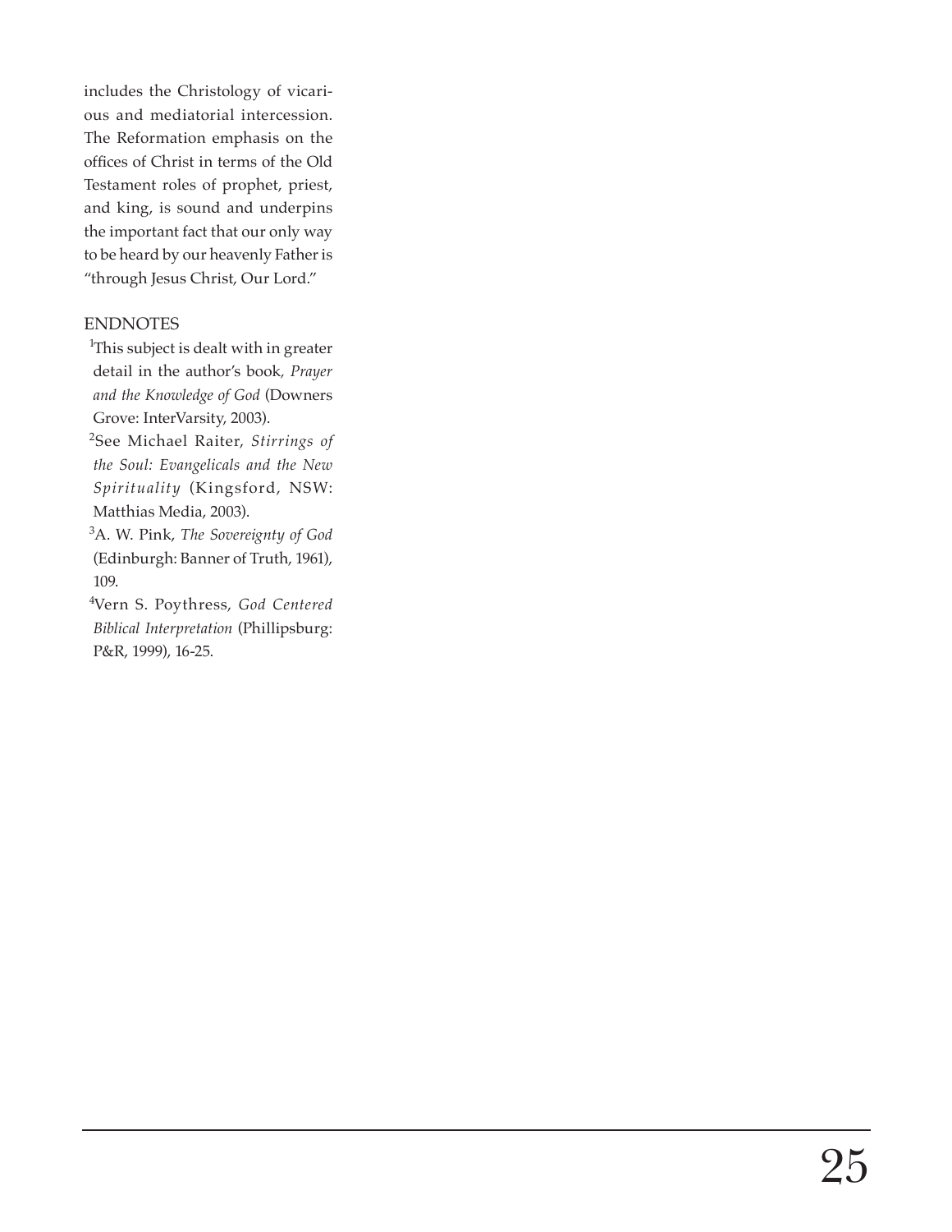includes the Christology of vicarious and mediatorial intercession. The Reformation emphasis on the offices of Christ in terms of the Old Testament roles of prophet, priest, and king, is sound and underpins the important fact that our only way to be heard by our heavenly Father is "through Jesus Christ, Our Lord."

## ENDNOTES

[1]This subject is dealt with in greater detail in the author's book, *Prayer and the Knowledge of God* (Downers Grove: InterVarsity, 2003).

[2]See Michael Raiter, *Stirrings of the Soul: Evangelicals and the New Spirituality* (Kingsford, NSW: Matthias Media, 2003).

[3]A. W. Pink, *The Sovereignty of God* (Edinburgh: Banner of Truth, 1961), 109.

[4]Vern S. Poythress, *God Centered Biblical Interpretation* (Phillipsburg: P&R, 1999), 16-25.